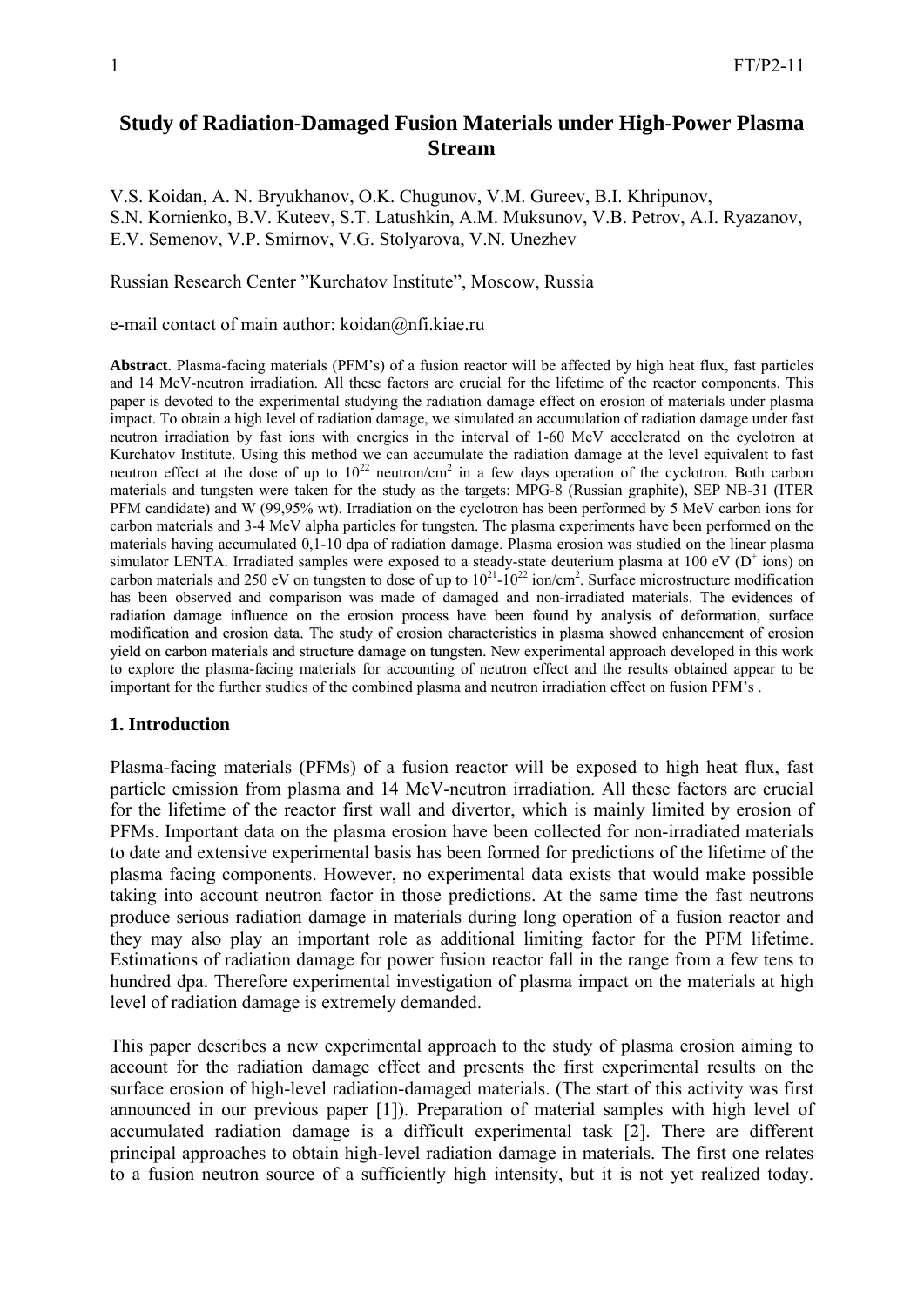# Study of Radiation-Damaged Fusion Materials under High-Power Plasma Stream

V.S. Koidan, A. N. Bryukhanov, O.K. Chugunov, V.M. Gureev, B.I. Khripunov, S.N. Kornienko, B.V. Kuteev, S.T. Latushkin, A.M. Muksunov, V.B. Petrov, A.I. Ryazanov, E.V. Semenov, V.P. Smirnov, V.G. Stolyarova, V.N. Unezhev

Russian Research Center "Kurchatov Institute", Moscow, Russia

e-mail contact of main author: koidan@nfi.kiae.ru

**Abstract**. Plasma-facing materials (PFM's) of a fusion reactor will be affected by high heat flux, fast particles and 14 MeV-neutron irradiation. All these factors are crucial for the lifetime of the reactor components. This paper is devoted to the experimental studying the radiation damage effect on erosion of materials under plasma impact. To obtain a high level of radiation damage, we simulated an accumulation of radiation damage under fast neutron irradiation by fast ions with energies in the interval of 1-60 MeV accelerated on the cyclotron at Kurchatov Institute. Using this method we can accumulate the radiation damage at the level equivalent to fast neutron effect at the dose of up to $10^{22}$ neutron/cm$^2$ in a few days operation of the cyclotron. Both carbon materials and tungsten were taken for the study as the targets: MPG-8 (Russian graphite), SEP NB-31 (ITER PFM candidate) and W (99,95% wt). Irradiation on the cyclotron has been performed by 5 MeV carbon ions for carbon materials and 3-4 MeV alpha particles for tungsten. The plasma experiments have been performed on the materials having accumulated 0,1-10 dpa of radiation damage. Plasma erosion was studied on the linear plasma simulator LENTA. Irradiated samples were exposed to a steady-state deuterium plasma at 100 eV ($D^+$ ions) on carbon materials and 250 eV on tungsten to dose of up to $10^{21}$-$10^{22}$ ion/cm$^2$. Surface microstructure modification has been observed and comparison was made of damaged and non-irradiated materials. The evidences of radiation damage influence on the erosion process have been found by analysis of deformation, surface modification and erosion data. The study of erosion characteristics in plasma showed enhancement of erosion yield on carbon materials and structure damage on tungsten. New experimental approach developed in this work to explore the plasma-facing materials for accounting of neutron effect and the results obtained appear to be important for the further studies of the combined plasma and neutron irradiation effect on fusion PFM's .

## 1. Introduction

Plasma-facing materials (PFMs) of a fusion reactor will be exposed to high heat flux, fast particle emission from plasma and 14 MeV-neutron irradiation. All these factors are crucial for the lifetime of the reactor first wall and divertor, which is mainly limited by erosion of PFMs. Important data on the plasma erosion have been collected for non-irradiated materials to date and extensive experimental basis has been formed for predictions of the lifetime of the plasma facing components. However, no experimental data exists that would make possible taking into account neutron factor in those predictions. At the same time the fast neutrons produce serious radiation damage in materials during long operation of a fusion reactor and they may also play an important role as additional limiting factor for the PFM lifetime. Estimations of radiation damage for power fusion reactor fall in the range from a few tens to hundred dpa. Therefore experimental investigation of plasma impact on the materials at high level of radiation damage is extremely demanded.

This paper describes a new experimental approach to the study of plasma erosion aiming to account for the radiation damage effect and presents the first experimental results on the surface erosion of high-level radiation-damaged materials. (The start of this activity was first announced in our previous paper [1]). Preparation of material samples with high level of accumulated radiation damage is a difficult experimental task [2]. There are different principal approaches to obtain high-level radiation damage in materials. The first one relates to a fusion neutron source of a sufficiently high intensity, but it is not yet realized today.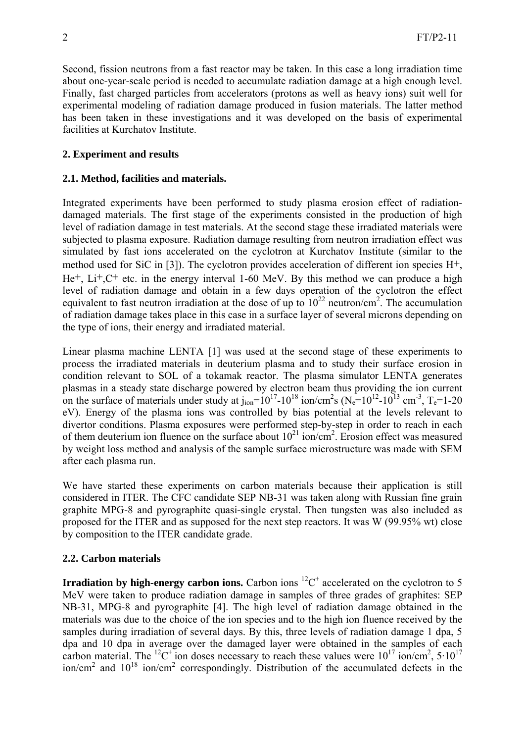Second, fission neutrons from a fast reactor may be taken. In this case a long irradiation time about one-year-scale period is needed to accumulate radiation damage at a high enough level. Finally, fast charged particles from accelerators (protons as well as heavy ions) suit well for experimental modeling of radiation damage produced in fusion materials. The latter method has been taken in these investigations and it was developed on the basis of experimental facilities at Kurchatov Institute.

## 2. Experiment and results

### 2.1. Method, facilities and materials.

Integrated experiments have been performed to study plasma erosion effect of radiation-damaged materials. The first stage of the experiments consisted in the production of high level of radiation damage in test materials. At the second stage these irradiated materials were subjected to plasma exposure. Radiation damage resulting from neutron irradiation effect was simulated by fast ions accelerated on the cyclotron at Kurchatov Institute (similar to the method used for SiC in [3]). The cyclotron provides acceleration of different ion species $H^+$, $He^+$, $Li^+$, $C^+$ etc. in the energy interval 1-60 MeV. By this method we can produce a high level of radiation damage and obtain in a few days operation of the cyclotron the effect equivalent to fast neutron irradiation at the dose of up to $10^{22}$ neutron/cm$^2$. The accumulation of radiation damage takes place in this case in a surface layer of several microns depending on the type of ions, their energy and irradiated material.

Linear plasma machine LENTA [1] was used at the second stage of these experiments to process the irradiated materials in deuterium plasma and to study their surface erosion in condition relevant to SOL of a tokamak reactor. The plasma simulator LENTA generates plasmas in a steady state discharge powered by electron beam thus providing the ion current on the surface of materials under study at $j_{ion}=10^{17}$-$10^{18}$ ion/cm$^2$s ($N_e=10^{12}$-$10^{13}$ cm$^{-3}$, $T_e$=1-20 eV). Energy of the plasma ions was controlled by bias potential at the levels relevant to divertor conditions. Plasma exposures were performed step-by-step in order to reach in each of them deuterium ion fluence on the surface about $10^{21}$ ion/cm$^2$. Erosion effect was measured by weight loss method and analysis of the sample surface microstructure was made with SEM after each plasma run.

We have started these experiments on carbon materials because their application is still considered in ITER. The CFC candidate SEP NB-31 was taken along with Russian fine grain graphite MPG-8 and pyrographite quasi-single crystal. Then tungsten was also included as proposed for the ITER and as supposed for the next step reactors. It was W (99.95% wt) close by composition to the ITER candidate grade.

### 2.2. Carbon materials

**Irradiation by high-energy carbon ions.** Carbon ions $^{12}C^+$ accelerated on the cyclotron to 5 MeV were taken to produce radiation damage in samples of three grades of graphites: SEP NB-31, MPG-8 and pyrographite [4]. The high level of radiation damage obtained in the materials was due to the choice of the ion species and to the high ion fluence received by the samples during irradiation of several days. By this, three levels of radiation damage 1 dpa, 5 dpa and 10 dpa in average over the damaged layer were obtained in the samples of each carbon material. The $^{12}C^+$ ion doses necessary to reach these values were $10^{17}$ ion/cm$^2$, $5\cdot10^{17}$ ion/cm$^2$ and $10^{18}$ ion/cm$^2$ correspondingly. Distribution of the accumulated defects in the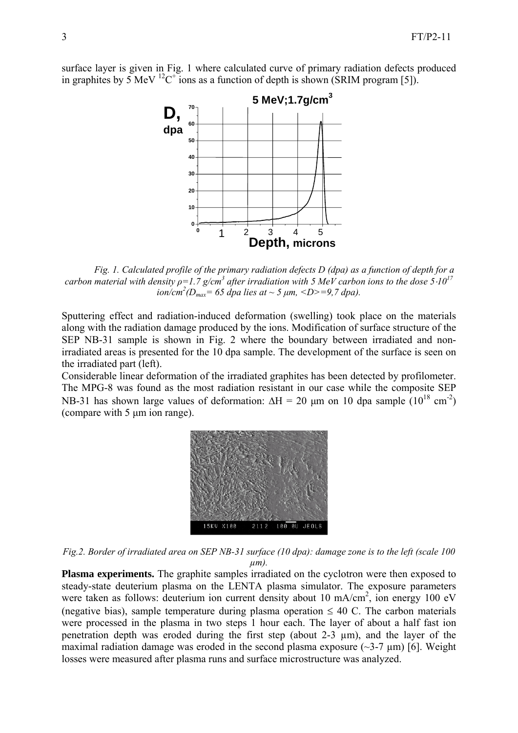surface layer is given in Fig. 1 where calculated curve of primary radiation defects produced in graphites by 5 MeV $^{12}C^{+}$ ions as a function of depth is shown (SRIM program [5]).

*Fig. 1. Calculated profile of the primary radiation defects D (dpa) as a function of depth for a carbon material with density ρ=1.7 g/cm$^3$ after irradiation with 5 MeV carbon ions to the dose $5 \cdot 10^{17}$ ion/cm$^2$($D_{max}$= 65 dpa lies at ~ 5 μm, <D>=9,7 dpa).*

Sputtering effect and radiation-induced deformation (swelling) took place on the materials along with the radiation damage produced by the ions. Modification of surface structure of the SEP NB-31 sample is shown in Fig. 2 where the boundary between irradiated and non-irradiated areas is presented for the 10 dpa sample. The development of the surface is seen on the irradiated part (left).

Considerable linear deformation of the irradiated graphites has been detected by profilometer. The MPG-8 was found as the most radiation resistant in our case while the composite SEP NB-31 has shown large values of deformation: $\Delta H$ = 20 μm on 10 dpa sample ($10^{18}$ cm$^{-2}$) (compare with 5 μm ion range).

*Fig.2. Border of irradiated area on SEP NB-31 surface (10 dpa): damage zone is to the left (scale 100 μm).*

**Plasma experiments.** The graphite samples irradiated on the cyclotron were then exposed to steady-state deuterium plasma on the LENTA plasma simulator. The exposure parameters were taken as follows: deuterium ion current density about 10 mA/cm$^2$, ion energy 100 eV (negative bias), sample temperature during plasma operation ≤ 40 C. The carbon materials were processed in the plasma in two steps 1 hour each. The layer of about a half fast ion penetration depth was eroded during the first step (about 2-3 μm), and the layer of the maximal radiation damage was eroded in the second plasma exposure (~3-7 μm) [6]. Weight losses were measured after plasma runs and surface microstructure was analyzed.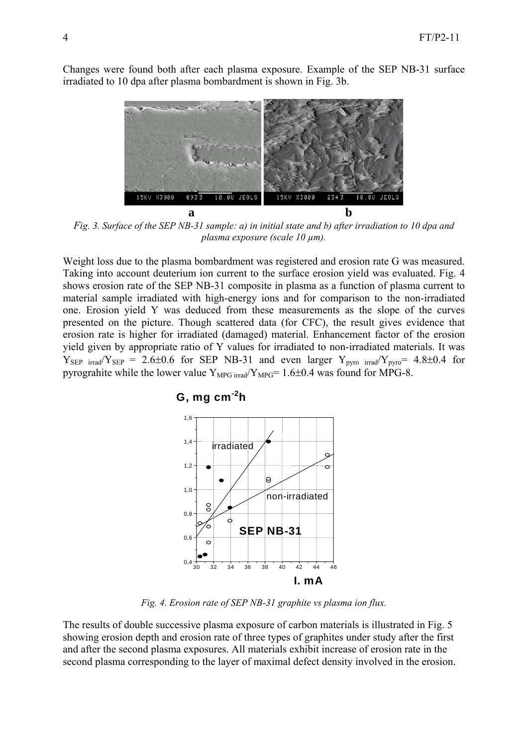Changes were found both after each plasma exposure. Example of the SEP NB-31 surface irradiated to 10 dpa after plasma bombardment is shown in Fig. 3b.

*Fig. 3. Surface of the SEP NB-31 sample: a) in initial state and b) after irradiation to 10 dpa and plasma exposure (scale 10 µm).*

Weight loss due to the plasma bombardment was registered and erosion rate G was measured. Taking into account deuterium ion current to the surface erosion yield was evaluated. Fig. 4 shows erosion rate of the SEP NB-31 composite in plasma as a function of plasma current to material sample irradiated with high-energy ions and for comparison to the non-irradiated one. Erosion yield Y was deduced from these measurements as the slope of the curves presented on the picture. Though scattered data (for CFC), the result gives evidence that erosion rate is higher for irradiated (damaged) material. Enhancement factor of the erosion yield given by appropriate ratio of Y values for irradiated to non-irradiated materials. It was $Y_{SEP\ irrad}/Y_{SEP}$ = 2.6±0.6 for SEP NB-31 and even larger $Y_{pyro\ irrad}/Y_{pyro}$= 4.8±0.4 for pyrograhite while the lower value $Y_{MPG\ irrad}/Y_{MPG}$= 1.6±0.4 was found for MPG-8.

*Fig. 4. Erosion rate of SEP NB-31 graphite vs plasma ion flux.*

The results of double successive plasma exposure of carbon materials is illustrated in Fig. 5 showing erosion depth and erosion rate of three types of graphites under study after the first and after the second plasma exposures. All materials exhibit increase of erosion rate in the second plasma corresponding to the layer of maximal defect density involved in the erosion.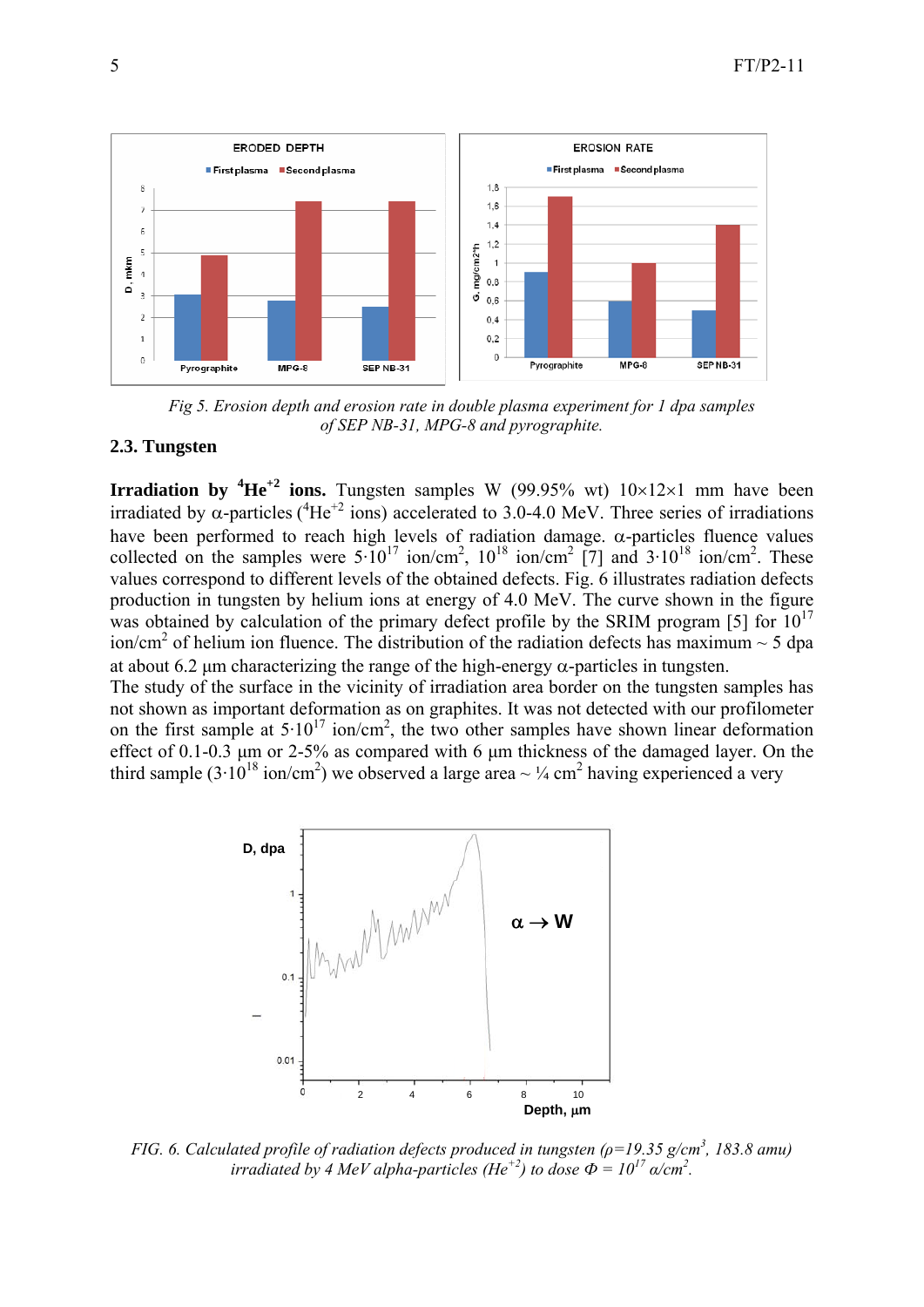*Fig 5. Erosion depth and erosion rate in double plasma experiment for 1 dpa samples of SEP NB-31, MPG-8 and pyrographite.*

### 2.3. Tungsten

**Irradiation by $^{4}He^{+2}$ ions.** Tungsten samples W (99.95% wt) 10×12×1 mm have been irradiated by α-particles ($^{4}He^{+2}$ ions) accelerated to 3.0-4.0 MeV. Three series of irradiations have been performed to reach high levels of radiation damage. α-particles fluence values collected on the samples were $5{\cdot}10^{17}$ ion/cm$^2$, $10^{18}$ ion/cm$^2$ [7] and $3{\cdot}10^{18}$ ion/cm$^2$. These values correspond to different levels of the obtained defects. Fig. 6 illustrates radiation defects production in tungsten by helium ions at energy of 4.0 MeV. The curve shown in the figure was obtained by calculation of the primary defect profile by the SRIM program [5] for $10^{17}$ ion/cm$^2$ of helium ion fluence. The distribution of the radiation defects has maximum ~ 5 dpa at about 6.2 μm characterizing the range of the high-energy α-particles in tungsten.

The study of the surface in the vicinity of irradiation area border on the tungsten samples has not shown as important deformation as on graphites. It was not detected with our profilometer on the first sample at $5{\cdot}10^{17}$ ion/cm$^2$, the two other samples have shown linear deformation effect of 0.1-0.3 μm or 2-5% as compared with 6 μm thickness of the damaged layer. On the third sample ($3{\cdot}10^{18}$ ion/cm$^2$) we observed a large area ~ ¼ cm$^2$ having experienced a very

*FIG. 6. Calculated profile of radiation defects produced in tungsten (ρ=19.35 g/cm$^3$, 183.8 amu) irradiated by 4 MeV alpha-particles ($He^{+2}$) to dose $\Phi = 10^{17}$ α/cm$^2$.*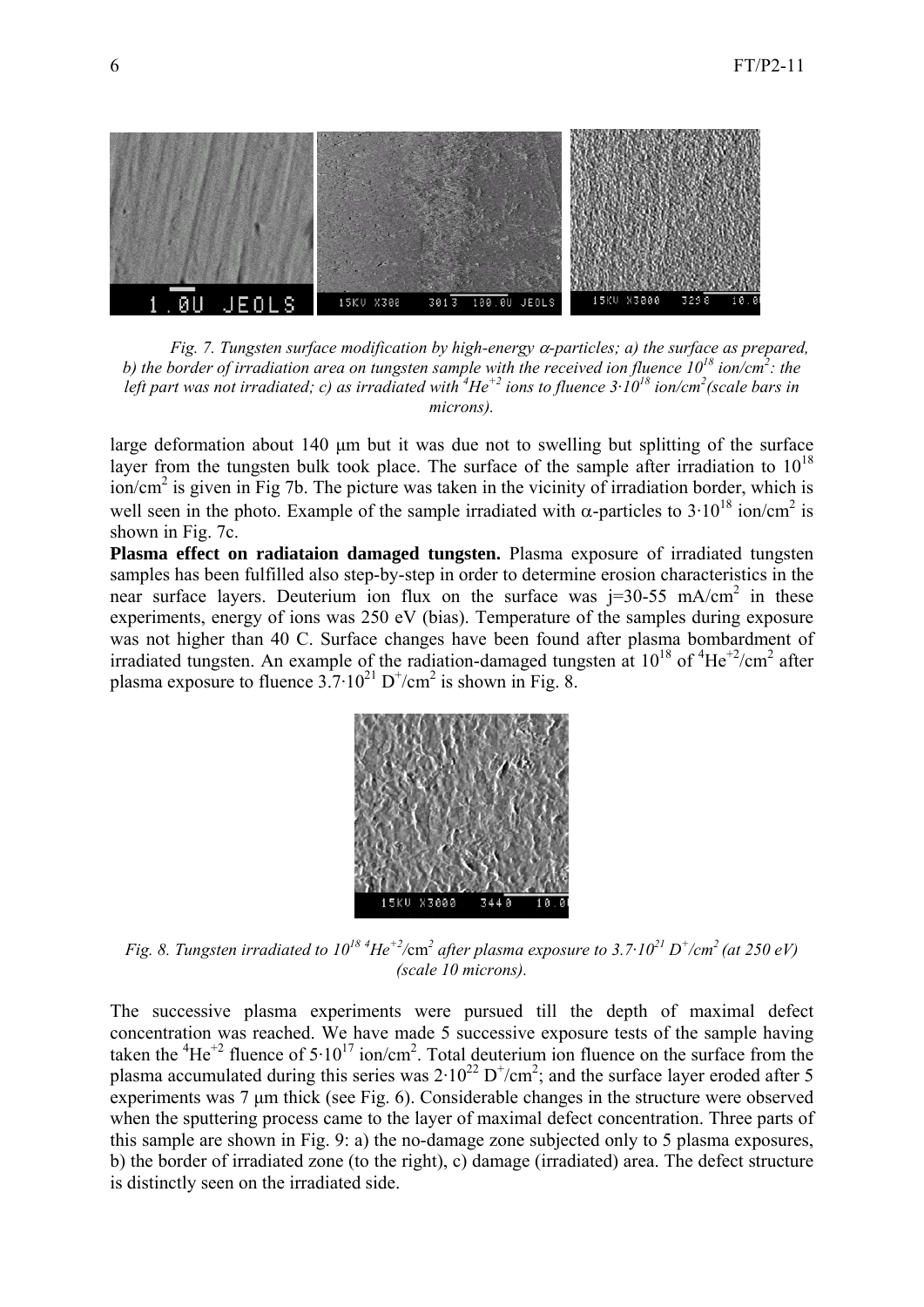*Fig. 7. Tungsten surface modification by high-energy $\alpha$-particles; a) the surface as prepared, b) the border of irradiation area on tungsten sample with the received ion fluence $10^{18}$ ion/cm$^2$: the left part was not irradiated; c) as irradiated with $^4He^{+2}$ ions to fluence $3{\cdot}10^{18}$ ion/cm$^2$(scale bars in microns).*

large deformation about 140 μm but it was due not to swelling but splitting of the surface layer from the tungsten bulk took place. The surface of the sample after irradiation to $10^{18}$ ion/cm$^2$ is given in Fig 7b. The picture was taken in the vicinity of irradiation border, which is well seen in the photo. Example of the sample irradiated with $\alpha$-particles to $3{\cdot}10^{18}$ ion/cm$^2$ is shown in Fig. 7c.

**Plasma effect on radiataion damaged tungsten.** Plasma exposure of irradiated tungsten samples has been fulfilled also step-by-step in order to determine erosion characteristics in the near surface layers. Deuterium ion flux on the surface was j=30-55 mA/cm$^2$ in these experiments, energy of ions was 250 eV (bias). Temperature of the samples during exposure was not higher than 40 C. Surface changes have been found after plasma bombardment of irradiated tungsten. An example of the radiation-damaged tungsten at $10^{18}$ of $^4He^{+2}$/cm$^2$ after plasma exposure to fluence $3.7{\cdot}10^{21}$ $D^+$/cm$^2$ is shown in Fig. 8.

*Fig. 8. Tungsten irradiated to $10^{18}$ $^4He^{+2}$/cm$^2$ after plasma exposure to $3.7{\cdot}10^{21}$ $D^+$/cm$^2$ (at 250 eV) (scale 10 microns).*

The successive plasma experiments were pursued till the depth of maximal defect concentration was reached. We have made 5 successive exposure tests of the sample having taken the $^4He^{+2}$ fluence of $5{\cdot}10^{17}$ ion/cm$^2$. Total deuterium ion fluence on the surface from the plasma accumulated during this series was $2{\cdot}10^{22}$ $D^+$/cm$^2$; and the surface layer eroded after 5 experiments was 7 μm thick (see Fig. 6). Considerable changes in the structure were observed when the sputtering process came to the layer of maximal defect concentration. Three parts of this sample are shown in Fig. 9: a) the no-damage zone subjected only to 5 plasma exposures, b) the border of irradiated zone (to the right), c) damage (irradiated) area. The defect structure is distinctly seen on the irradiated side.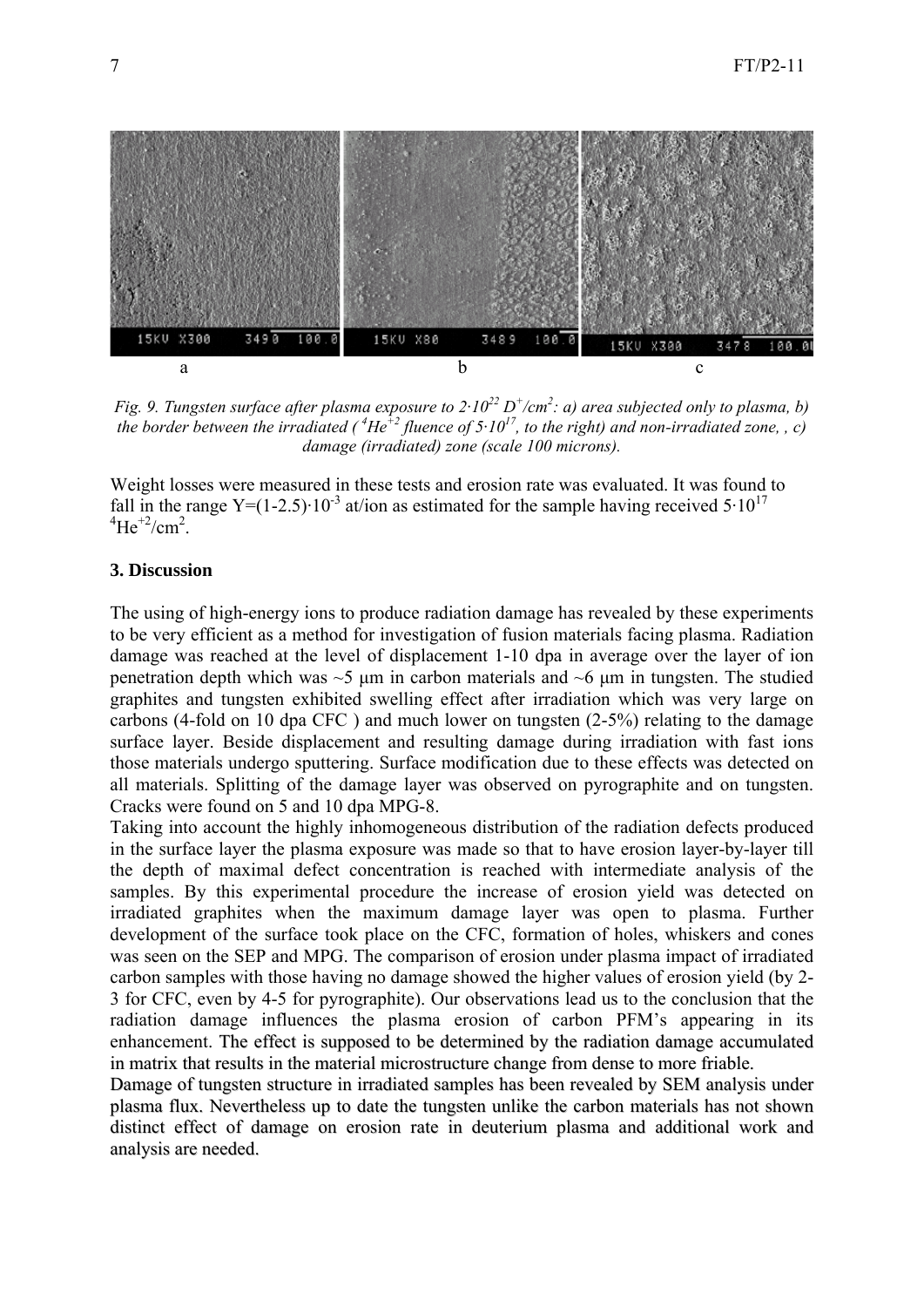a b c

*Fig. 9. Tungsten surface after plasma exposure to $2{\cdot}10^{22}$ $D^+/cm^2$: a) area subjected only to plasma, b) the border between the irradiated ( $^4He^{+2}$ fluence of $5{\cdot}10^{17}$, to the right) and non-irradiated zone, , c) damage (irradiated) zone (scale 100 microns).*

Weight losses were measured in these tests and erosion rate was evaluated. It was found to fall in the range $Y=(1\text{-}2.5){\cdot}10^{-3}$ at/ion as estimated for the sample having received $5{\cdot}10^{17}$ $^4He^{+2}/cm^2$.

### 3. Discussion

The using of high-energy ions to produce radiation damage has revealed by these experiments to be very efficient as a method for investigation of fusion materials facing plasma. Radiation damage was reached at the level of displacement 1-10 dpa in average over the layer of ion penetration depth which was ~5 μm in carbon materials and ~6 μm in tungsten. The studied graphites and tungsten exhibited swelling effect after irradiation which was very large on carbons (4-fold on 10 dpa CFC ) and much lower on tungsten (2-5%) relating to the damage surface layer. Beside displacement and resulting damage during irradiation with fast ions those materials undergo sputtering. Surface modification due to these effects was detected on all materials. Splitting of the damage layer was observed on pyrographite and on tungsten. Cracks were found on 5 and 10 dpa MPG-8.

Taking into account the highly inhomogeneous distribution of the radiation defects produced in the surface layer the plasma exposure was made so that to have erosion layer-by-layer till the depth of maximal defect concentration is reached with intermediate analysis of the samples. By this experimental procedure the increase of erosion yield was detected on irradiated graphites when the maximum damage layer was open to plasma. Further development of the surface took place on the CFC, formation of holes, whiskers and cones was seen on the SEP and MPG. The comparison of erosion under plasma impact of irradiated carbon samples with those having no damage showed the higher values of erosion yield (by 2-3 for CFC, even by 4-5 for pyrographite). Our observations lead us to the conclusion that the radiation damage influences the plasma erosion of carbon PFM's appearing in its enhancement. The effect is supposed to be determined by the radiation damage accumulated in matrix that results in the material microstructure change from dense to more friable.

Damage of tungsten structure in irradiated samples has been revealed by SEM analysis under plasma flux. Nevertheless up to date the tungsten unlike the carbon materials has not shown distinct effect of damage on erosion rate in deuterium plasma and additional work and analysis are needed.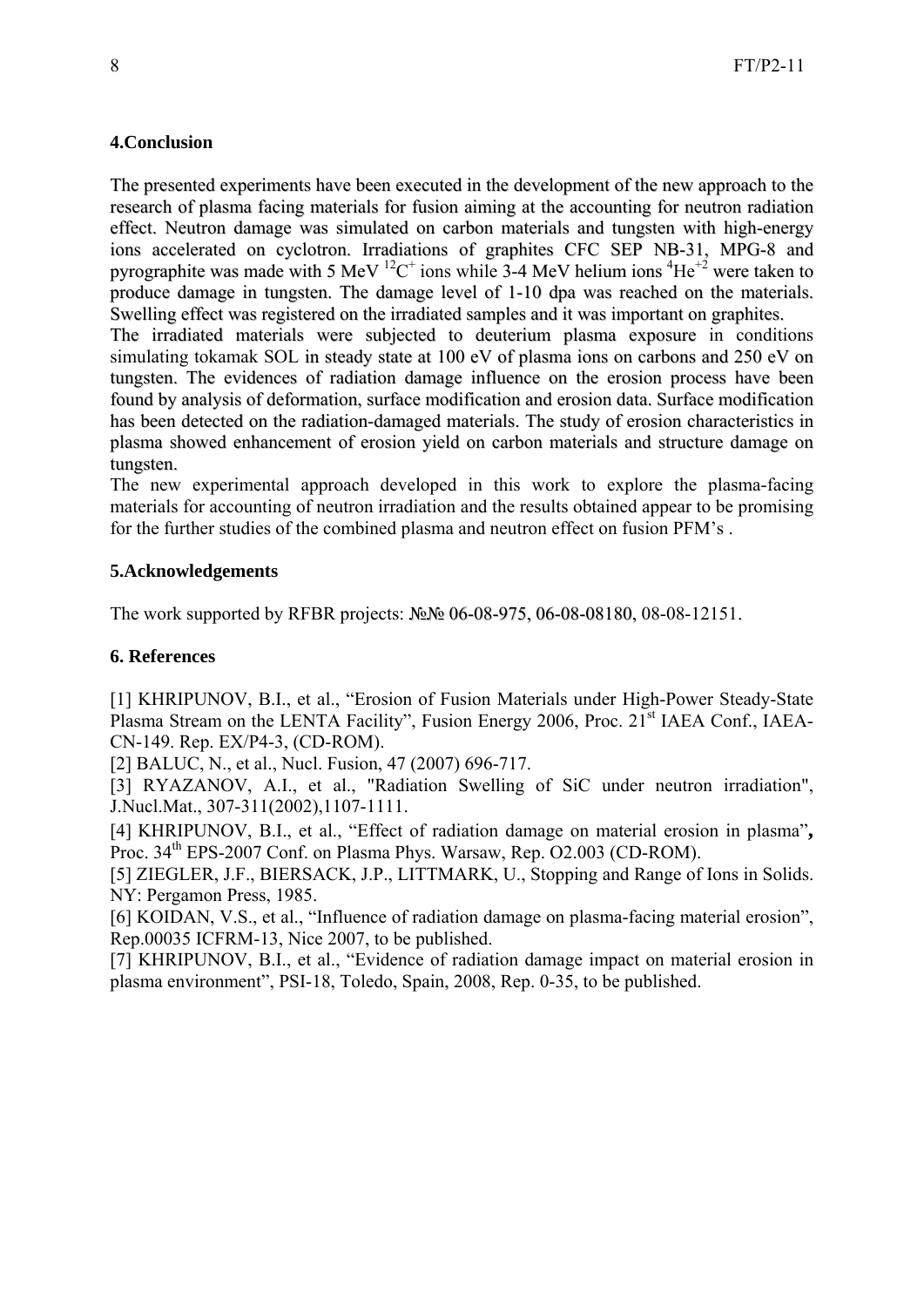## 4.Conclusion

The presented experiments have been executed in the development of the new approach to the research of plasma facing materials for fusion aiming at the accounting for neutron radiation effect. Neutron damage was simulated on carbon materials and tungsten with high-energy ions accelerated on cyclotron. Irradiations of graphites CFC SEP NB-31, MPG-8 and pyrographite was made with 5 MeV $^{12}C^{+}$ ions while 3-4 MeV helium ions $^{4}He^{+2}$ were taken to produce damage in tungsten. The damage level of 1-10 dpa was reached on the materials. Swelling effect was registered on the irradiated samples and it was important on graphites.
The irradiated materials were subjected to deuterium plasma exposure in conditions simulating tokamak SOL in steady state at 100 eV of plasma ions on carbons and 250 eV on tungsten. The evidences of radiation damage influence on the erosion process have been found by analysis of deformation, surface modification and erosion data. Surface modification has been detected on the radiation-damaged materials. The study of erosion characteristics in plasma showed enhancement of erosion yield on carbon materials and structure damage on tungsten.
The new experimental approach developed in this work to explore the plasma-facing materials for accounting of neutron irradiation and the results obtained appear to be promising for the further studies of the combined plasma and neutron effect on fusion PFM's .

## 5.Acknowledgements

The work supported by RFBR projects: №№ 06-08-975, 06-08-08180, 08-08-12151.

## 6. References

[1] KHRIPUNOV, B.I., et al., "Erosion of Fusion Materials under High-Power Steady-State Plasma Stream on the LENTA Facility", Fusion Energy 2006, Proc. 21st IAEA Conf., IAEA-CN-149. Rep. EX/P4-3, (CD-ROM).
[2] BALUC, N., et al., Nucl. Fusion, 47 (2007) 696-717.
[3] RYAZANOV, A.I., et al., "Radiation Swelling of SiC under neutron irradiation", J.Nucl.Mat., 307-311(2002),1107-1111.
[4] KHRIPUNOV, B.I., et al., "Effect of radiation damage on material erosion in plasma"**,** Proc. 34th EPS-2007 Conf. on Plasma Phys. Warsaw, Rep. O2.003 (CD-ROM).
[5] ZIEGLER, J.F., BIERSACK, J.P., LITTMARK, U., Stopping and Range of Ions in Solids. NY: Pergamon Press, 1985.
[6] KOIDAN, V.S., et al., "Influence of radiation damage on plasma-facing material erosion", Rep.00035 ICFRM-13, Nice 2007, to be published.
[7] KHRIPUNOV, B.I., et al., "Evidence of radiation damage impact on material erosion in plasma environment", PSI-18, Toledo, Spain, 2008, Rep. 0-35, to be published.